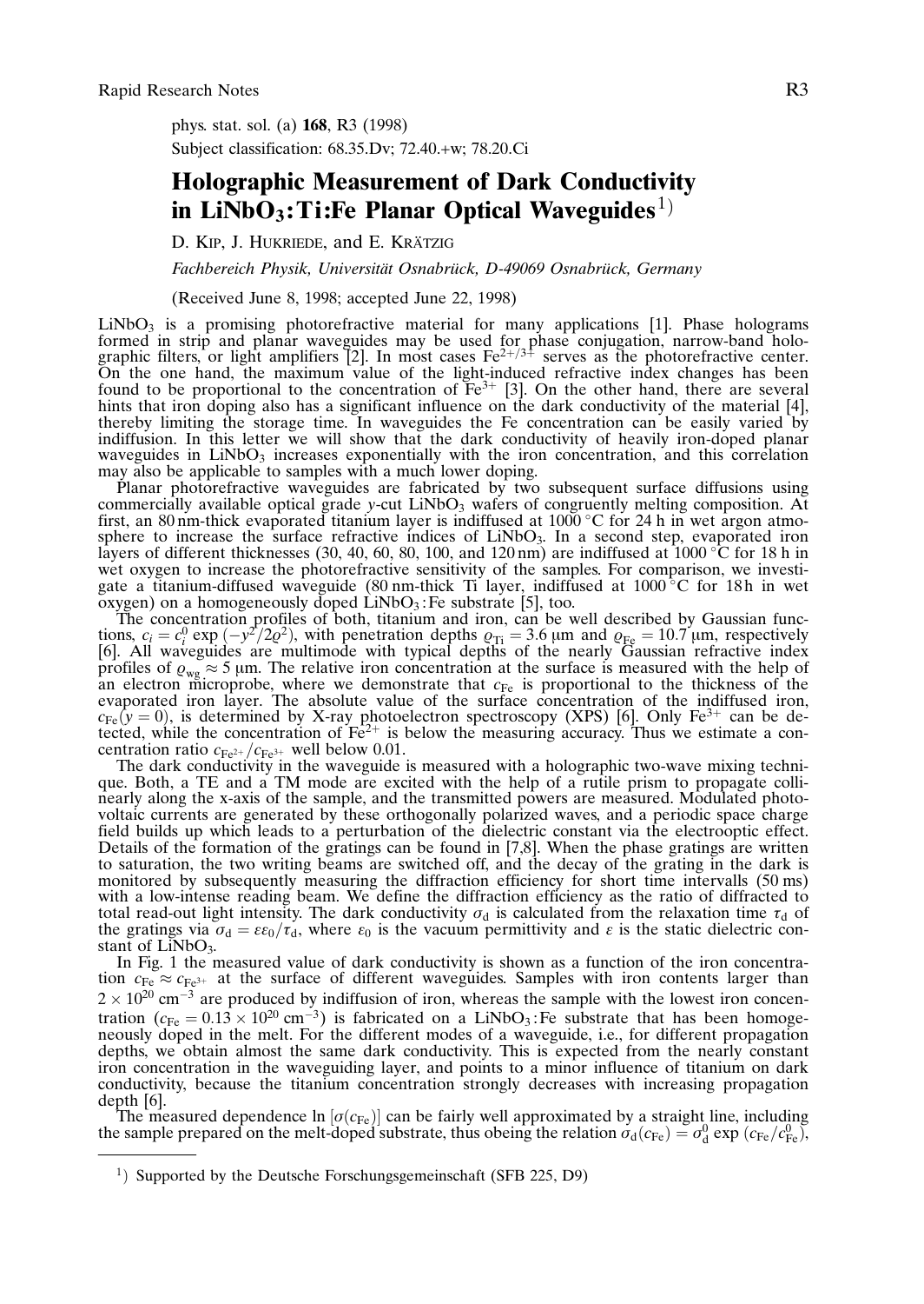phys. stat. sol. (a) **168**, R3 (1998)
Subject classification: 68.35.Dv; 72.40.+w; 78.20.Ci

# Holographic Measurement of Dark Conductivity in LiNbO$_3$:Ti:Fe Planar Optical Waveguides[1)]

D. Kip, J. Hukriede, and E. Krätzig

*Fachbereich Physik, Universität Osnabrück, D-49069 Osnabrück, Germany*

(Received June 8, 1998; accepted June 22, 1998)

LiNbO$_3$ is a promising photorefractive material for many applications [1]. Phase holograms formed in strip and planar waveguides may be used for phase conjugation, narrow-band holographic filters, or light amplifiers [2]. In most cases Fe$^{2+/3+}$ serves as the photorefractive center. On the one hand, the maximum value of the light-induced refractive index changes has been found to be proportional to the concentration of Fe$^{3+}$ [3]. On the other hand, there are several hints that iron doping also has a significant influence on the dark conductivity of the material [4], thereby limiting the storage time. In waveguides the Fe concentration can be easily varied by indiffusion. In this letter we will show that the dark conductivity of heavily iron-doped planar waveguides in LiNbO$_3$ increases exponentially with the iron concentration, and this correlation may also be applicable to samples with a much lower doping.

Planar photorefractive waveguides are fabricated by two subsequent surface diffusions using commercially available optical grade y-cut LiNbO$_3$ wafers of congruently melting composition. At first, an 80 nm-thick evaporated titanium layer is indiffused at 1000 °C for 24 h in wet argon atmosphere to increase the surface refractive indices of LiNbO$_3$. In a second step, evaporated iron layers of different thicknesses (30, 40, 60, 80, 100, and 120 nm) are indiffused at 1000 °C for 18 h in wet oxygen to increase the photorefractive sensitivity of the samples. For comparison, we investigate a titanium-diffused waveguide (80 nm-thick Ti layer, indiffused at 1000 °C for 18h in wet oxygen) on a homogeneously doped LiNbO$_3$:Fe substrate [5], too.

The concentration profiles of both, titanium and iron, can be well described by Gaussian functions, $c_i = c_i^0 \exp(-y^2/2\varrho^2)$, with penetration depths $\varrho_{Ti} = 3.6$ μm and $\varrho_{Fe} = 10.7$ μm, respectively [6]. All waveguides are multimode with typical depths of the nearly Gaussian refractive index profiles of $\varrho_{wg} \approx 5$ μm. The relative iron concentration at the surface is measured with the help of an electron microprobe, where we demonstrate that $c_{Fe}$ is proportional to the thickness of the evaporated iron layer. The absolute value of the surface concentration of the indiffused iron, $c_{Fe}(y = 0)$, is determined by X-ray photoelectron spectroscopy (XPS) [6]. Only Fe$^{3+}$ can be detected, while the concentration of Fe$^{2+}$ is below the measuring accuracy. Thus we estimate a concentration ratio $c_{Fe^{2+}}/c_{Fe^{3+}}$ well below 0.01.

The dark conductivity in the waveguide is measured with a holographic two-wave mixing technique. Both, a TE and a TM mode are excited with the help of a rutile prism to propagate collinearly along the x-axis of the sample, and the transmitted powers are measured. Modulated photovoltaic currents are generated by these orthogonally polarized waves, and a periodic space charge field builds up which leads to a perturbation of the dielectric constant via the electrooptic effect. Details of the formation of the gratings can be found in [7,8]. When the phase gratings are written to saturation, the two writing beams are switched off, and the decay of the grating in the dark is monitored by subsequently measuring the diffraction efficiency for short time intervalls (50 ms) with a low-intense reading beam. We define the diffraction efficiency as the ratio of diffracted to total read-out light intensity. The dark conductivity $\sigma_d$ is calculated from the relaxation time $\tau_d$ of the gratings via $\sigma_d = \varepsilon\varepsilon_0/\tau_d$, where $\varepsilon_0$ is the vacuum permittivity and $\varepsilon$ is the static dielectric constant of LiNbO$_3$.

In Fig. 1 the measured value of dark conductivity is shown as a function of the iron concentration $c_{Fe} \approx c_{Fe^{3+}}$ at the surface of different waveguides. Samples with iron contents larger than $2 \times 10^{20}$ cm$^{-3}$ are produced by indiffusion of iron, whereas the sample with the lowest iron concentration ($c_{Fe} = 0.13 \times 10^{20}$ cm$^{-3}$) is fabricated on a LiNbO$_3$:Fe substrate that has been homogeneously doped in the melt. For the different modes of a waveguide, i.e., for different propagation depths, we obtain almost the same dark conductivity. This is expected from the nearly constant iron concentration in the waveguiding layer, and points to a minor influence of titanium on dark conductivity, because the titanium concentration strongly decreases with increasing propagation depth [6].

The measured dependence $\ln[\sigma(c_{Fe})]$ can be fairly well approximated by a straight line, including the sample prepared on the melt-doped substrate, thus obeing the relation $\sigma_d(c_{Fe}) = \sigma_d^0 \exp(c_{Fe}/c_{Fe}^0)$,

[1)] Supported by the Deutsche Forschungsgemeinschaft (SFB 225, D9)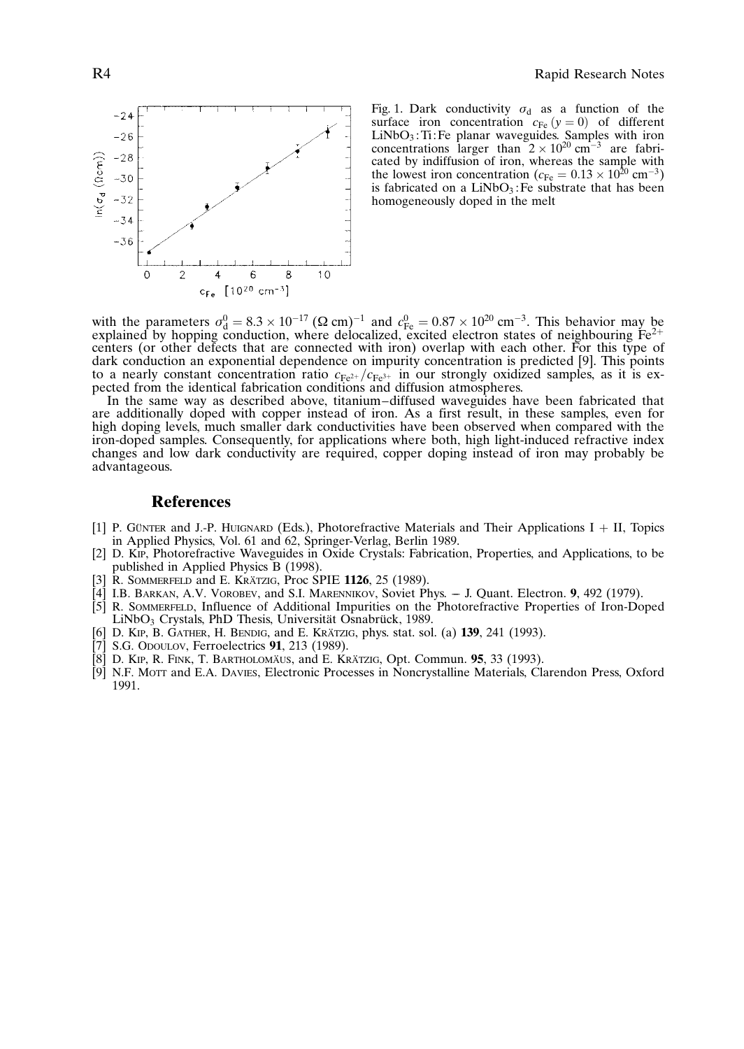ln(σ_d (Ωcm))
-24
-26
-28
-30
-32
-34
-36
0 2 4 6 8 10
c_Fe [10^20 cm^-3]

Fig. 1. Dark conductivity $\sigma_d$ as a function of the surface iron concentration $c_{Fe}\,(y = 0)$ of different $LiNbO_3$:Ti:Fe planar waveguides. Samples with iron concentrations larger than $2 \times 10^{20}\ cm^{-3}$ are fabricated by indiffusion of iron, whereas the sample with the lowest iron concentration ($c_{Fe} = 0.13 \times 10^{20}\ cm^{-3}$) is fabricated on a $LiNbO_3$:Fe substrate that has been homogeneously doped in the melt

with the parameters $\sigma_d^0 = 8.3 \times 10^{-17}\ (\Omega\ cm)^{-1}$ and $c_{Fe}^0 = 0.87 \times 10^{20}\ cm^{-3}$. This behavior may be explained by hopping conduction, where delocalized, excited electron states of neighbouring $Fe^{2+}$ centers (or other defects that are connected with iron) overlap with each other. For this type of dark conduction an exponential dependence on impurity concentration is predicted [9]. This points to a nearly constant concentration ratio $c_{Fe^{2+}}/c_{Fe^{3+}}$ in our strongly oxidized samples, as it is expected from the identical fabrication conditions and diffusion atmospheres.

In the same way as described above, titanium–diffused waveguides have been fabricated that are additionally doped with copper instead of iron. As a first result, in these samples, even for high doping levels, much smaller dark conductivities have been observed when compared with the iron-doped samples. Consequently, for applications where both, high light-induced refractive index changes and low dark conductivity are required, copper doping instead of iron may probably be advantageous.

## References

[1] P. Günter and J.-P. Huignard (Eds.), Photorefractive Materials and Their Applications I + II, Topics in Applied Physics, Vol. 61 and 62, Springer-Verlag, Berlin 1989.

[2] D. Kip, Photorefractive Waveguides in Oxide Crystals: Fabrication, Properties, and Applications, to be published in Applied Physics B (1998).

[3] R. Sommerfeld and E. Krätzig, Proc SPIE **1126**, 25 (1989).

[4] I.B. Barkan, A.V. Vorobev, and S.I. Marennikov, Soviet Phys. – J. Quant. Electron. **9**, 492 (1979).

[5] R. Sommerfeld, Influence of Additional Impurities on the Photorefractive Properties of Iron-Doped $LiNbO_3$ Crystals, PhD Thesis, Universität Osnabrück, 1989.

[6] D. Kip, B. Gather, H. Bendig, and E. Krätzig, phys. stat. sol. (a) **139**, 241 (1993).

[7] S.G. Odoulov, Ferroelectrics **91**, 213 (1989).

[8] D. Kip, R. Fink, T. Bartholomäus, and E. Krätzig, Opt. Commun. **95**, 33 (1993).

[9] N.F. Mott and E.A. Davies, Electronic Processes in Noncrystalline Materials, Clarendon Press, Oxford 1991.